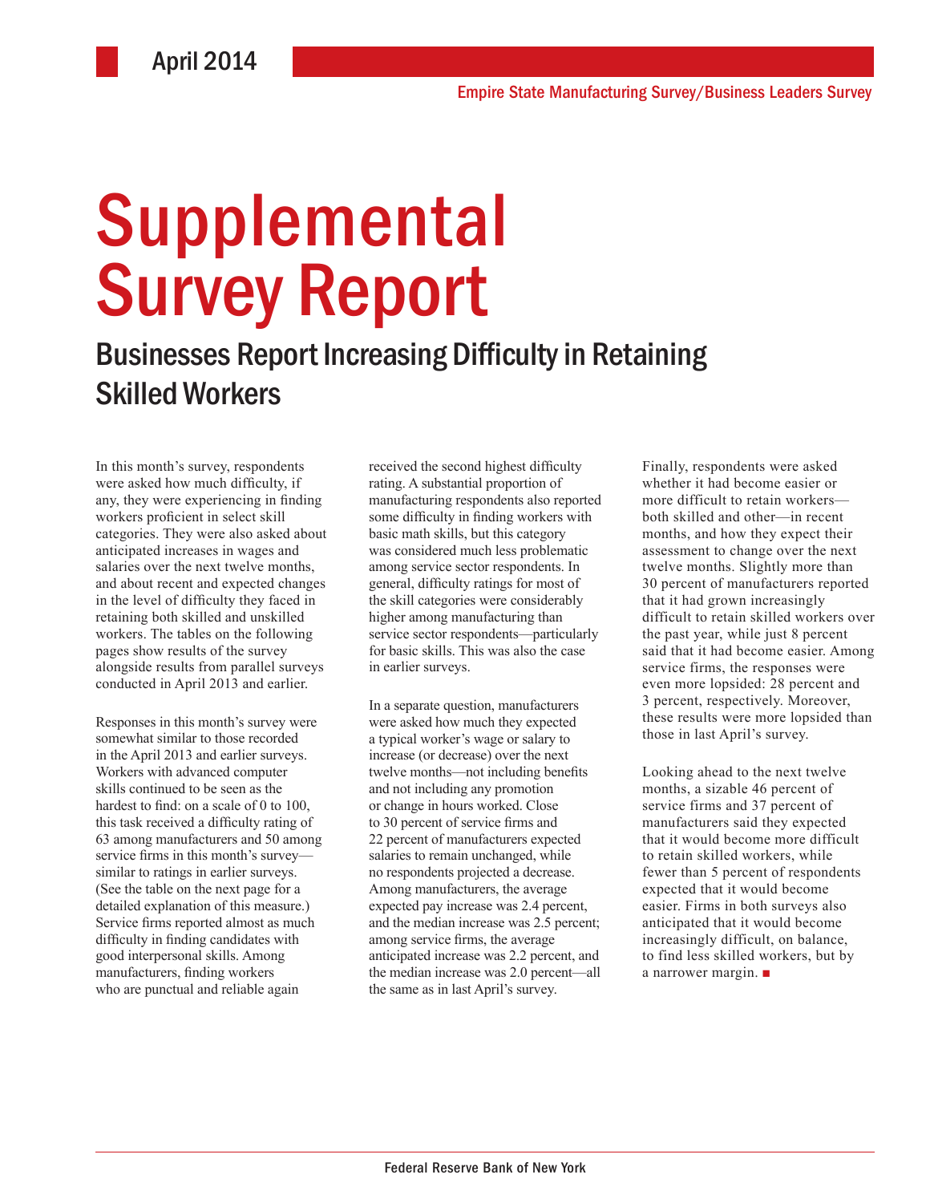April 2014

Empire State Manufacturing Survey/Business Leaders Survey

# Supplemental Survey Report

## Businesses Report Increasing Difficulty in Retaining Skilled Workers

In this month's survey, respondents were asked how much difficulty, if any, they were experiencing in finding workers proficient in select skill categories. They were also asked about anticipated increases in wages and salaries over the next twelve months, and about recent and expected changes in the level of difficulty they faced in retaining both skilled and unskilled workers. The tables on the following pages show results of the survey alongside results from parallel surveys conducted in April 2013 and earlier.

Responses in this month's survey were somewhat similar to those recorded in the April 2013 and earlier surveys. Workers with advanced computer skills continued to be seen as the hardest to find: on a scale of 0 to 100, this task received a difficulty rating of 63 among manufacturers and 50 among service firms in this month's survey—similar to ratings in earlier surveys. (See the table on the next page for a detailed explanation of this measure.) Service firms reported almost as much difficulty in finding candidates with good interpersonal skills. Among manufacturers, finding workers who are punctual and reliable again received the second highest difficulty rating. A substantial proportion of manufacturing respondents also reported some difficulty in finding workers with basic math skills, but this category was considered much less problematic among service sector respondents. In general, difficulty ratings for most of the skill categories were considerably higher among manufacturing than service sector respondents—particularly for basic skills. This was also the case in earlier surveys.

In a separate question, manufacturers were asked how much they expected a typical worker's wage or salary to increase (or decrease) over the next twelve months—not including benefits and not including any promotion or change in hours worked. Close to 30 percent of service firms and 22 percent of manufacturers expected salaries to remain unchanged, while no respondents projected a decrease. Among manufacturers, the average expected pay increase was 2.4 percent, and the median increase was 2.5 percent; among service firms, the average anticipated increase was 2.2 percent, and the median increase was 2.0 percent—all the same as in last April's survey.

Finally, respondents were asked whether it had become easier or more difficult to retain workers—both skilled and other—in recent months, and how they expect their assessment to change over the next twelve months. Slightly more than 30 percent of manufacturers reported that it had grown increasingly difficult to retain skilled workers over the past year, while just 8 percent said that it had become easier. Among service firms, the responses were even more lopsided: 28 percent and 3 percent, respectively. Moreover, these results were more lopsided than those in last April's survey.

Looking ahead to the next twelve months, a sizable 46 percent of service firms and 37 percent of manufacturers said they expected that it would become more difficult to retain skilled workers, while fewer than 5 percent of respondents expected that it would become easier. Firms in both surveys also anticipated that it would become increasingly difficult, on balance, to find less skilled workers, but by a narrower margin. ■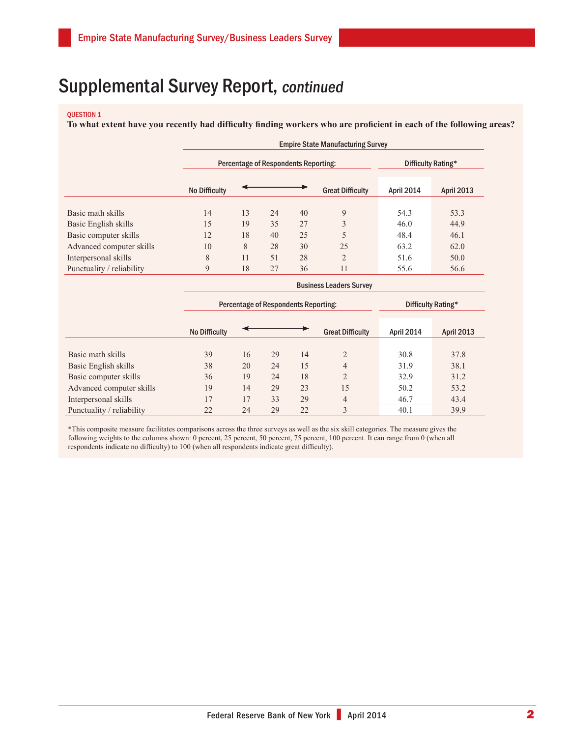# Supplemental Survey Report, *continued*

QUESTION 1

**To what extent have you recently had difficulty finding workers who are proficient in each of the following areas?**

**Empire State Manufacturing Survey**

| | Percentage of Respondents Reporting: | | | | | Difficulty Rating* | |
|---|---|---|---|---|---|---|---|
| | No Difficulty | ← | | → | Great Difficulty | April 2014 | April 2013 |
| Basic math skills | 14 | 13 | 24 | 40 | 9 | 54.3 | 53.3 |
| Basic English skills | 15 | 19 | 35 | 27 | 3 | 46.0 | 44.9 |
| Basic computer skills | 12 | 18 | 40 | 25 | 5 | 48.4 | 46.1 |
| Advanced computer skills | 10 | 8 | 28 | 30 | 25 | 63.2 | 62.0 |
| Interpersonal skills | 8 | 11 | 51 | 28 | 2 | 51.6 | 50.0 |
| Punctuality / reliability | 9 | 18 | 27 | 36 | 11 | 55.6 | 56.6 |

**Business Leaders Survey**

| | Percentage of Respondents Reporting: | | | | | Difficulty Rating* | |
|---|---|---|---|---|---|---|---|
| | No Difficulty | ← | | → | Great Difficulty | April 2014 | April 2013 |
| Basic math skills | 39 | 16 | 29 | 14 | 2 | 30.8 | 37.8 |
| Basic English skills | 38 | 20 | 24 | 15 | 4 | 31.9 | 38.1 |
| Basic computer skills | 36 | 19 | 24 | 18 | 2 | 32.9 | 31.2 |
| Advanced computer skills | 19 | 14 | 29 | 23 | 15 | 50.2 | 53.2 |
| Interpersonal skills | 17 | 17 | 33 | 29 | 4 | 46.7 | 43.4 |
| Punctuality / reliability | 22 | 24 | 29 | 22 | 3 | 40.1 | 39.9 |

*This composite measure facilitates comparisons across the three surveys as well as the six skill categories. The measure gives the following weights to the columns shown: 0 percent, 25 percent, 50 percent, 75 percent, 100 percent. It can range from 0 (when all respondents indicate no difficulty) to 100 (when all respondents indicate great difficulty).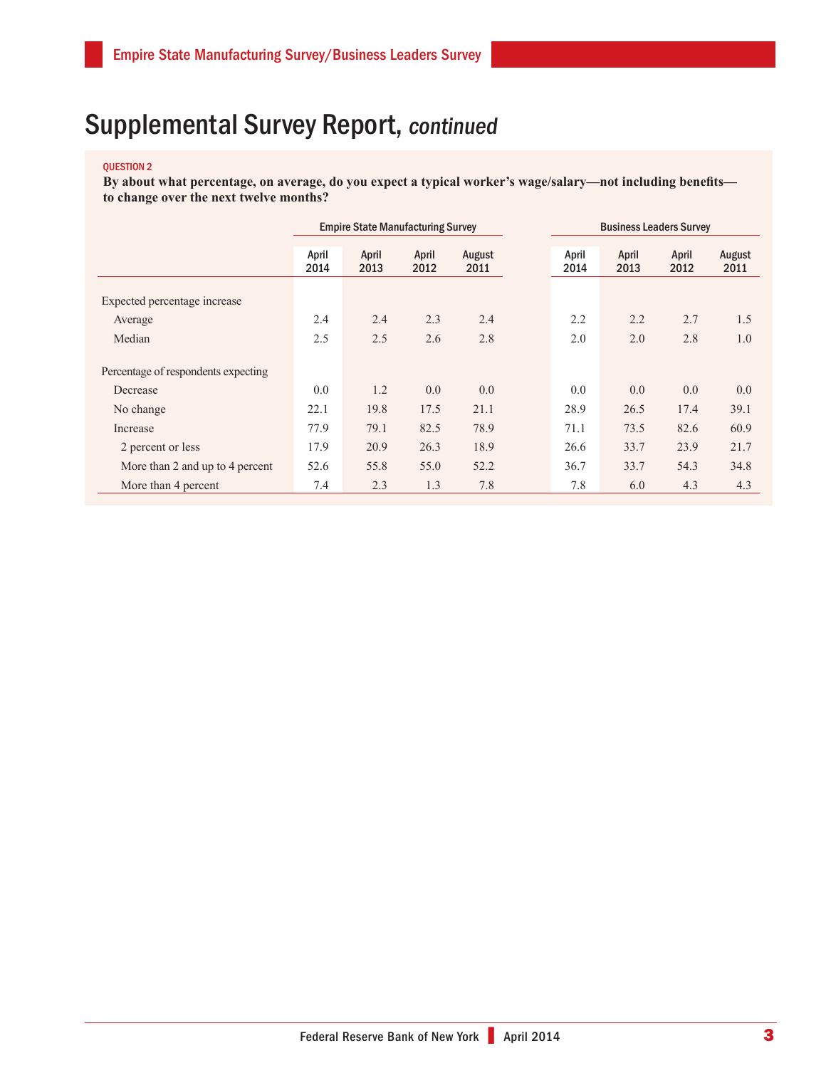# Supplemental Survey Report, *continued*

QUESTION 2

**By about what percentage, on average, do you expect a typical worker's wage/salary—not including benefits—to change over the next twelve months?**

| | Empire State Manufacturing Survey | | | | Business Leaders Survey | | | |
|---|---|---|---|---|---|---|---|---|
| | April 2014 | April 2013 | April 2012 | August 2011 | April 2014 | April 2013 | April 2012 | August 2011 |
| Expected percentage increase | | | | | | | | |
| Average | 2.4 | 2.4 | 2.3 | 2.4 | 2.2 | 2.2 | 2.7 | 1.5 |
| Median | 2.5 | 2.5 | 2.6 | 2.8 | 2.0 | 2.0 | 2.8 | 1.0 |
| Percentage of respondents expecting | | | | | | | | |
| Decrease | 0.0 | 1.2 | 0.0 | 0.0 | 0.0 | 0.0 | 0.0 | 0.0 |
| No change | 22.1 | 19.8 | 17.5 | 21.1 | 28.9 | 26.5 | 17.4 | 39.1 |
| Increase | 77.9 | 79.1 | 82.5 | 78.9 | 71.1 | 73.5 | 82.6 | 60.9 |
| 2 percent or less | 17.9 | 20.9 | 26.3 | 18.9 | 26.6 | 33.7 | 23.9 | 21.7 |
| More than 2 and up to 4 percent | 52.6 | 55.8 | 55.0 | 52.2 | 36.7 | 33.7 | 54.3 | 34.8 |
| More than 4 percent | 7.4 | 2.3 | 1.3 | 7.8 | 7.8 | 6.0 | 4.3 | 4.3 |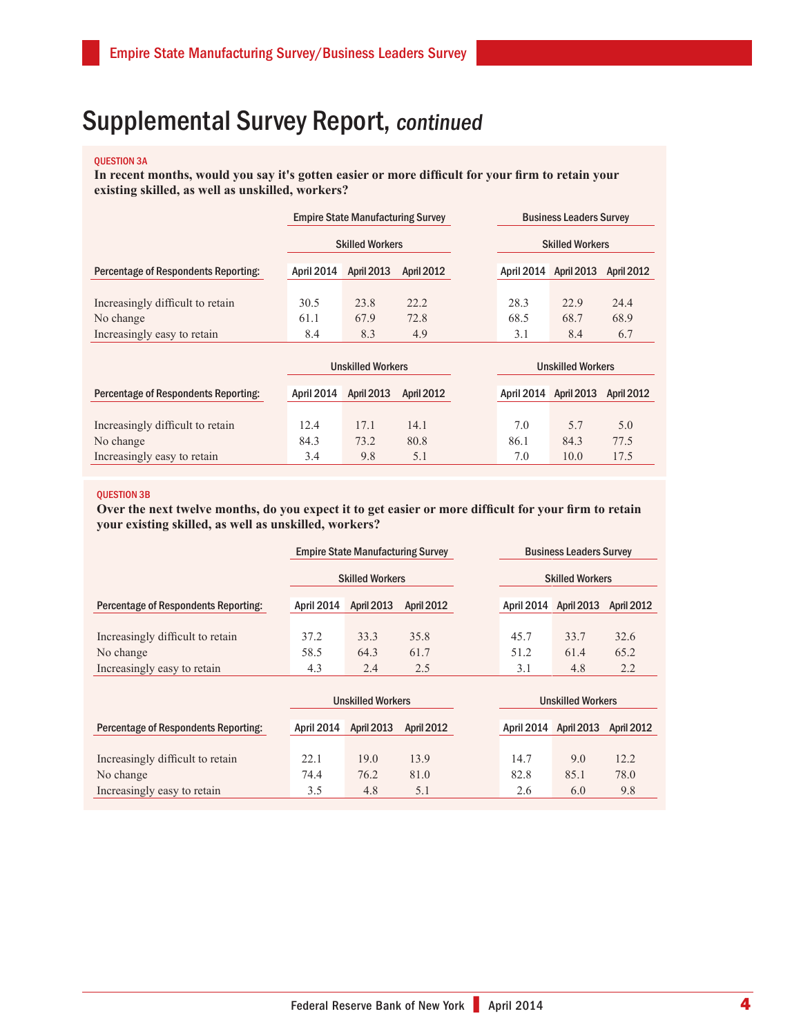# Supplemental Survey Report, *continued*

QUESTION 3A

**In recent months, would you say it's gotten easier or more difficult for your firm to retain your existing skilled, as well as unskilled, workers?**

| | Empire State Manufacturing Survey | | | Business Leaders Survey | | |
|---|---|---|---|---|---|---|
| | Skilled Workers | | | Skilled Workers | | |
| Percentage of Respondents Reporting: | April 2014 | April 2013 | April 2012 | April 2014 | April 2013 | April 2012 |
| Increasingly difficult to retain | 30.5 | 23.8 | 22.2 | 28.3 | 22.9 | 24.4 |
| No change | 61.1 | 67.9 | 72.8 | 68.5 | 68.7 | 68.9 |
| Increasingly easy to retain | 8.4 | 8.3 | 4.9 | 3.1 | 8.4 | 6.7 |

| | Unskilled Workers | | | Unskilled Workers | | |
|---|---|---|---|---|---|---|
| Percentage of Respondents Reporting: | April 2014 | April 2013 | April 2012 | April 2014 | April 2013 | April 2012 |
| Increasingly difficult to retain | 12.4 | 17.1 | 14.1 | 7.0 | 5.7 | 5.0 |
| No change | 84.3 | 73.2 | 80.8 | 86.1 | 84.3 | 77.5 |
| Increasingly easy to retain | 3.4 | 9.8 | 5.1 | 7.0 | 10.0 | 17.5 |

QUESTION 3B

**Over the next twelve months, do you expect it to get easier or more difficult for your firm to retain your existing skilled, as well as unskilled, workers?**

| | Empire State Manufacturing Survey | | | Business Leaders Survey | | |
|---|---|---|---|---|---|---|
| | Skilled Workers | | | Skilled Workers | | |
| Percentage of Respondents Reporting: | April 2014 | April 2013 | April 2012 | April 2014 | April 2013 | April 2012 |
| Increasingly difficult to retain | 37.2 | 33.3 | 35.8 | 45.7 | 33.7 | 32.6 |
| No change | 58.5 | 64.3 | 61.7 | 51.2 | 61.4 | 65.2 |
| Increasingly easy to retain | 4.3 | 2.4 | 2.5 | 3.1 | 4.8 | 2.2 |

| | Unskilled Workers | | | Unskilled Workers | | |
|---|---|---|---|---|---|---|
| Percentage of Respondents Reporting: | April 2014 | April 2013 | April 2012 | April 2014 | April 2013 | April 2012 |
| Increasingly difficult to retain | 22.1 | 19.0 | 13.9 | 14.7 | 9.0 | 12.2 |
| No change | 74.4 | 76.2 | 81.0 | 82.8 | 85.1 | 78.0 |
| Increasingly easy to retain | 3.5 | 4.8 | 5.1 | 2.6 | 6.0 | 9.8 |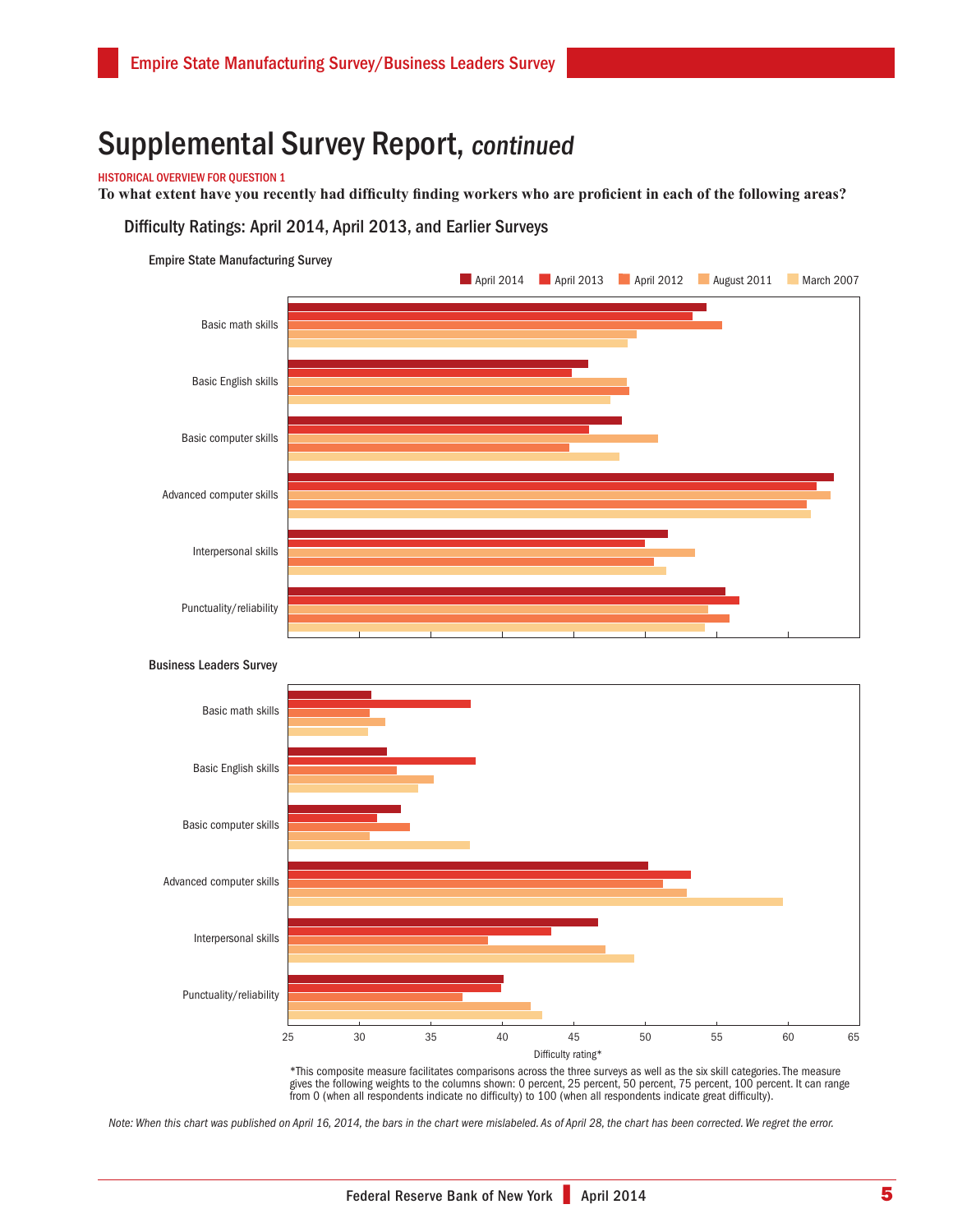# Supplemental Survey Report, *continued*

HISTORICAL OVERVIEW FOR QUESTION 1

**To what extent have you recently had difficulty finding workers who are proficient in each of the following areas?**

## Difficulty Ratings: April 2014, April 2013, and Earlier Surveys

Empire State Manufacturing Survey

April 2014
April 2013
April 2012
August 2011
March 2007

Basic math skills
Basic English skills
Basic computer skills
Advanced computer skills
Interpersonal skills
Punctuality/reliability

Business Leaders Survey

Basic math skills
Basic English skills
Basic computer skills
Advanced computer skills
Interpersonal skills
Punctuality/reliability

25 30 35 40 45 50 55 60 65

Difficulty rating*

*This composite measure facilitates comparisons across the three surveys as well as the six skill categories. The measure gives the following weights to the columns shown: 0 percent, 25 percent, 50 percent, 75 percent, 100 percent. It can range from 0 (when all respondents indicate no difficulty) to 100 (when all respondents indicate great difficulty).

*Note: When this chart was published on April 16, 2014, the bars in the chart were mislabeled. As of April 28, the chart has been corrected. We regret the error.*